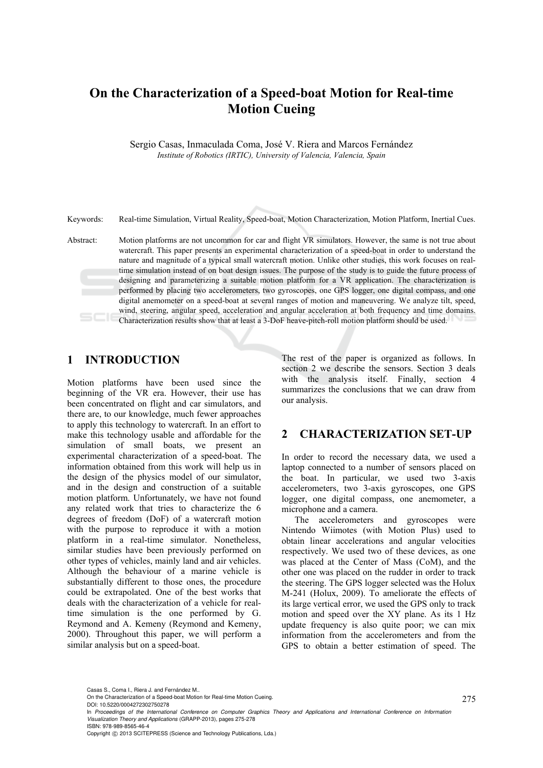# On the Characterization of a Speed-boat Motion for Real-time Motion Cueing

Sergio Casas, Inmaculada Coma, José V. Riera and Marcos Fernández

*Institute of Robotics (IRTIC), University of Valencia, Valencia, Spain*

Keywords: Real-time Simulation, Virtual Reality, Speed-boat, Motion Characterization, Motion Platform, Inertial Cues.

Abstract: Motion platforms are not uncommon for car and flight VR simulators. However, the same is not true about watercraft. This paper presents an experimental characterization of a speed-boat in order to understand the nature and magnitude of a typical small watercraft motion. Unlike other studies, this work focuses on real-time simulation instead of on boat design issues. The purpose of the study is to guide the future process of designing and parameterizing a suitable motion platform for a VR application. The characterization is performed by placing two accelerometers, two gyroscopes, one GPS logger, one digital compass, and one digital anemometer on a speed-boat at several ranges of motion and maneuvering. We analyze tilt, speed, wind, steering, angular speed, acceleration and angular acceleration at both frequency and time domains. Characterization results show that at least a 3-DoF heave-pitch-roll motion platform should be used.

## 1 INTRODUCTION

Motion platforms have been used since the beginning of the VR era. However, their use has been concentrated on flight and car simulators, and there are, to our knowledge, much fewer approaches to apply this technology to watercraft. In an effort to make this technology usable and affordable for the simulation of small boats, we present an experimental characterization of a speed-boat. The information obtained from this work will help us in the design of the physics model of our simulator, and in the design and construction of a suitable motion platform. Unfortunately, we have not found any related work that tries to characterize the 6 degrees of freedom (DoF) of a watercraft motion with the purpose to reproduce it with a motion platform in a real-time simulator. Nonetheless, similar studies have been previously performed on other types of vehicles, mainly land and air vehicles. Although the behaviour of a marine vehicle is substantially different to those ones, the procedure could be extrapolated. One of the best works that deals with the characterization of a vehicle for real-time simulation is the one performed by G. Reymond and A. Kemeny (Reymond and Kemeny, 2000). Throughout this paper, we will perform a similar analysis but on a speed-boat.

The rest of the paper is organized as follows. In section 2 we describe the sensors. Section 3 deals with the analysis itself. Finally, section 4 summarizes the conclusions that we can draw from our analysis.

## 2 CHARACTERIZATION SET-UP

In order to record the necessary data, we used a laptop connected to a number of sensors placed on the boat. In particular, we used two 3-axis accelerometers, two 3-axis gyroscopes, one GPS logger, one digital compass, one anemometer, a microphone and a camera.

The accelerometers and gyroscopes were Nintendo Wiimotes (with Motion Plus) used to obtain linear accelerations and angular velocities respectively. We used two of these devices, as one was placed at the Center of Mass (CoM), and the other one was placed on the rudder in order to track the steering. The GPS logger selected was the Holux M-241 (Holux, 2009). To ameliorate the effects of its large vertical error, we used the GPS only to track motion and speed over the XY plane. As its 1 Hz update frequency is also quite poor; we can mix information from the accelerometers and from the GPS to obtain a better estimation of speed. The

Casas S., Coma I., Riera J. and Fernández M..
On the Characterization of a Speed-boat Motion for Real-time Motion Cueing.
DOI: 10.5220/0004272302750278
In *Proceedings of the International Conference on Computer Graphics Theory and Applications and International Conference on Information Visualization Theory and Applications* (GRAPP-2013), pages 275-278
ISBN: 978-989-8565-46-4
Copyright © 2013 SCITEPRESS (Science and Technology Publications, Lda.)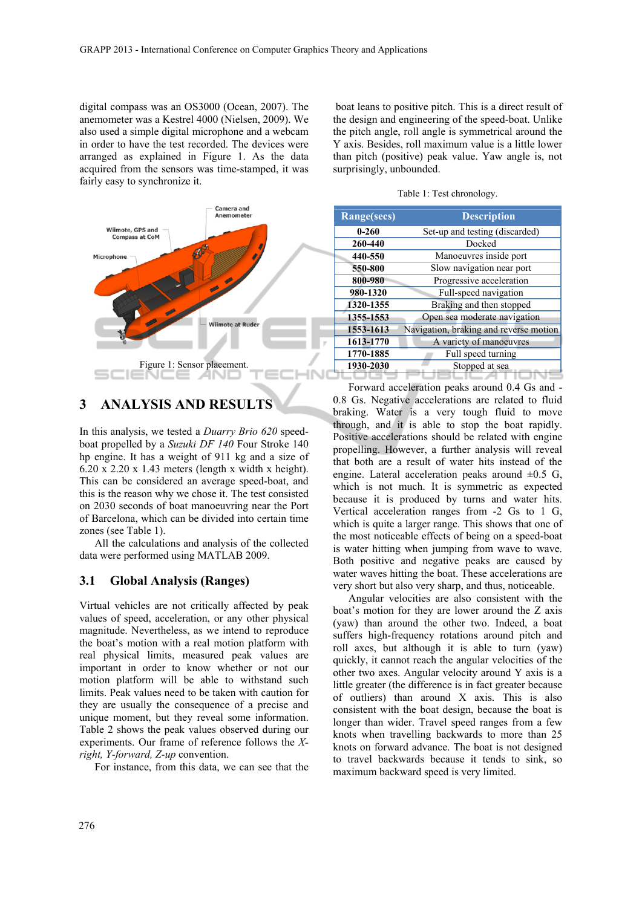digital compass was an OS3000 (Ocean, 2007). The anemometer was a Kestrel 4000 (Nielsen, 2009). We also used a simple digital microphone and a webcam in order to have the test recorded. The devices were arranged as explained in Figure 1. As the data acquired from the sensors was time-stamped, it was fairly easy to synchronize it.

Camera and Anemometer

Wiimote, GPS and Compass at CoM

Microphone

Wiimote at Ruder

Figure 1: Sensor placement.

## 3 ANALYSIS AND RESULTS

In this analysis, we tested a *Duarry Brio 620* speed-boat propelled by a *Suzuki DF 140* Four Stroke 140 hp engine. It has a weight of 911 kg and a size of 6.20 x 2.20 x 1.43 meters (length x width x height). This can be considered an average speed-boat, and this is the reason why we chose it. The test consisted on 2030 seconds of boat manoeuvring near the Port of Barcelona, which can be divided into certain time zones (see Table 1).

All the calculations and analysis of the collected data were performed using MATLAB 2009.

### 3.1 Global Analysis (Ranges)

Virtual vehicles are not critically affected by peak values of speed, acceleration, or any other physical magnitude. Nevertheless, as we intend to reproduce the boat's motion with a real motion platform with real physical limits, measured peak values are important in order to know whether or not our motion platform will be able to withstand such limits. Peak values need to be taken with caution for they are usually the consequence of a precise and unique moment, but they reveal some information. Table 2 shows the peak values observed during our experiments. Our frame of reference follows the *X-right, Y-forward, Z-up* convention.

For instance, from this data, we can see that the boat leans to positive pitch. This is a direct result of the design and engineering of the speed-boat. Unlike the pitch angle, roll angle is symmetrical around the Y axis. Besides, roll maximum value is a little lower than pitch (positive) peak value. Yaw angle is, not surprisingly, unbounded.

Table 1: Test chronology.

| Range(secs) | Description |
|---|---|
| **0-260** | Set-up and testing (discarded) |
| **260-440** | Docked |
| **440-550** | Manoeuvres inside port |
| **550-800** | Slow navigation near port |
| **800-980** | Progressive acceleration |
| **980-1320** | Full-speed navigation |
| **1320-1355** | Braking and then stopped |
| **1355-1553** | Open sea moderate navigation |
| **1553-1613** | Navigation, braking and reverse motion |
| **1613-1770** | A variety of manoeuvres |
| **1770-1885** | Full speed turning |
| **1930-2030** | Stopped at sea |

Forward acceleration peaks around 0.4 Gs and -0.8 Gs. Negative accelerations are related to fluid braking. Water is a very tough fluid to move through, and it is able to stop the boat rapidly. Positive accelerations should be related with engine propelling. However, a further analysis will reveal that both are a result of water hits instead of the engine. Lateral acceleration peaks around ±0.5 G, which is not much. It is symmetric as expected because it is produced by turns and water hits. Vertical acceleration ranges from -2 Gs to 1 G, which is quite a larger range. This shows that one of the most noticeable effects of being on a speed-boat is water hitting when jumping from wave to wave. Both positive and negative peaks are caused by water waves hitting the boat. These accelerations are very short but also very sharp, and thus, noticeable.

Angular velocities are also consistent with the boat's motion for they are lower around the Z axis (yaw) than around the other two. Indeed, a boat suffers high-frequency rotations around pitch and roll axes, but although it is able to turn (yaw) quickly, it cannot reach the angular velocities of the other two axes. Angular velocity around Y axis is a little greater (the difference is in fact greater because of outliers) than around X axis. This is also consistent with the boat design, because the boat is longer than wider. Travel speed ranges from a few knots when travelling backwards to more than 25 knots on forward advance. The boat is not designed to travel backwards because it tends to sink, so maximum backward speed is very limited.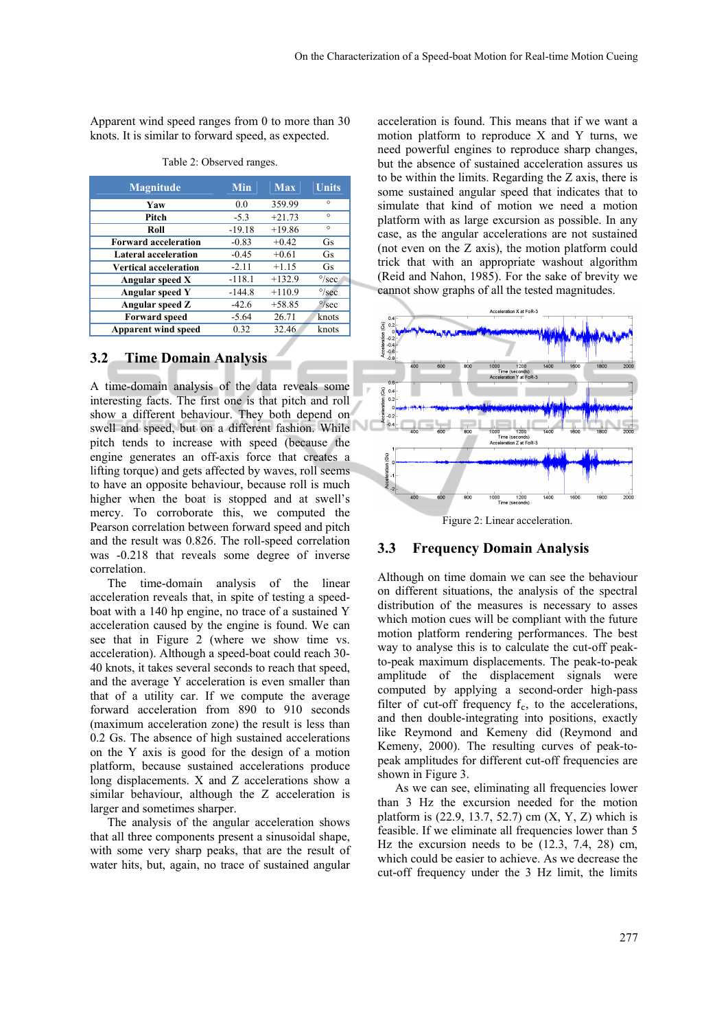Apparent wind speed ranges from 0 to more than 30 knots. It is similar to forward speed, as expected.

Table 2: Observed ranges.

| Magnitude | Min | Max | Units |
|---|---|---|---|
| Yaw | 0.0 | 359.99 | ° |
| Pitch | -5.3 | +21.73 | ° |
| Roll | -19.18 | +19.86 | ° |
| Forward acceleration | -0.83 | +0.42 | Gs |
| Lateral acceleration | -0.45 | +0.61 | Gs |
| Vertical acceleration | -2.11 | +1.15 | Gs |
| Angular speed X | -118.1 | +132.9 | °/sec |
| Angular speed Y | -144.8 | +110.9 | °/sec |
| Angular speed Z | -42.6 | +58.85 | °/sec |
| Forward speed | -5.64 | 26.71 | knots |
| Apparent wind speed | 0.32 | 32.46 | knots |

## 3.2 Time Domain Analysis

A time-domain analysis of the data reveals some interesting facts. The first one is that pitch and roll show a different behaviour. They both depend on swell and speed, but on a different fashion. While pitch tends to increase with speed (because the engine generates an off-axis force that creates a lifting torque) and gets affected by waves, roll seems to have an opposite behaviour, because roll is much higher when the boat is stopped and at swell's mercy. To corroborate this, we computed the Pearson correlation between forward speed and pitch and the result was 0.826. The roll-speed correlation was -0.218 that reveals some degree of inverse correlation.

The time-domain analysis of the linear acceleration reveals that, in spite of testing a speed-boat with a 140 hp engine, no trace of a sustained Y acceleration caused by the engine is found. We can see that in Figure 2 (where we show time vs. acceleration). Although a speed-boat could reach 30-40 knots, it takes several seconds to reach that speed, and the average Y acceleration is even smaller than that of a utility car. If we compute the average forward acceleration from 890 to 910 seconds (maximum acceleration zone) the result is less than 0.2 Gs. The absence of high sustained accelerations on the Y axis is good for the design of a motion platform, because sustained accelerations produce long displacements. X and Z accelerations show a similar behaviour, although the Z acceleration is larger and sometimes sharper.

The analysis of the angular acceleration shows that all three components present a sinusoidal shape, with some very sharp peaks, that are the result of water hits, but, again, no trace of sustained angular acceleration is found. This means that if we want a motion platform to reproduce X and Y turns, we need powerful engines to reproduce sharp changes, but the absence of sustained acceleration assures us to be within the limits. Regarding the Z axis, there is some sustained angular speed that indicates that to simulate that kind of motion we need a motion platform with as large excursion as possible. In any case, as the angular accelerations are not sustained (not even on the Z axis), the motion platform could trick that with an appropriate washout algorithm (Reid and Nahon, 1985). For the sake of brevity we cannot show graphs of all the tested magnitudes.

Acceleration X at FoR-3
Acceleration (Gs)
0.4
0.2
0
-0.2
-0.4
-0.6
-0.8
400 600 800 1000 1200 1400 1600 1800 2000
Time (seconds)

Acceleration Y at FoR-3
Acceleration (Gs)
0.6
0.4
0.2
0
-0.2
-0.4
400 600 800 1000 1200 1400 1600 1800 2000
Time (seconds)

Acceleration Z at FoR-3
Acceleration (Gs)
1
0
-1
-2
400 600 800 1000 1200 1400 1600 1800 2000
Time (seconds)

Figure 2: Linear acceleration.

## 3.3 Frequency Domain Analysis

Although on time domain we can see the behaviour on different situations, the analysis of the spectral distribution of the measures is necessary to asses which motion cues will be compliant with the future motion platform rendering performances. The best way to analyse this is to calculate the cut-off peak-to-peak maximum displacements. The peak-to-peak amplitude of the displacement signals were computed by applying a second-order high-pass filter of cut-off frequency $f_c$, to the accelerations, and then double-integrating into positions, exactly like Reymond and Kemeny did (Reymond and Kemeny, 2000). The resulting curves of peak-to-peak amplitudes for different cut-off frequencies are shown in Figure 3.

As we can see, eliminating all frequencies lower than 3 Hz the excursion needed for the motion platform is (22.9, 13.7, 52.7) cm (X, Y, Z) which is feasible. If we eliminate all frequencies lower than 5 Hz the excursion needs to be (12.3, 7.4, 28) cm, which could be easier to achieve. As we decrease the cut-off frequency under the 3 Hz limit, the limits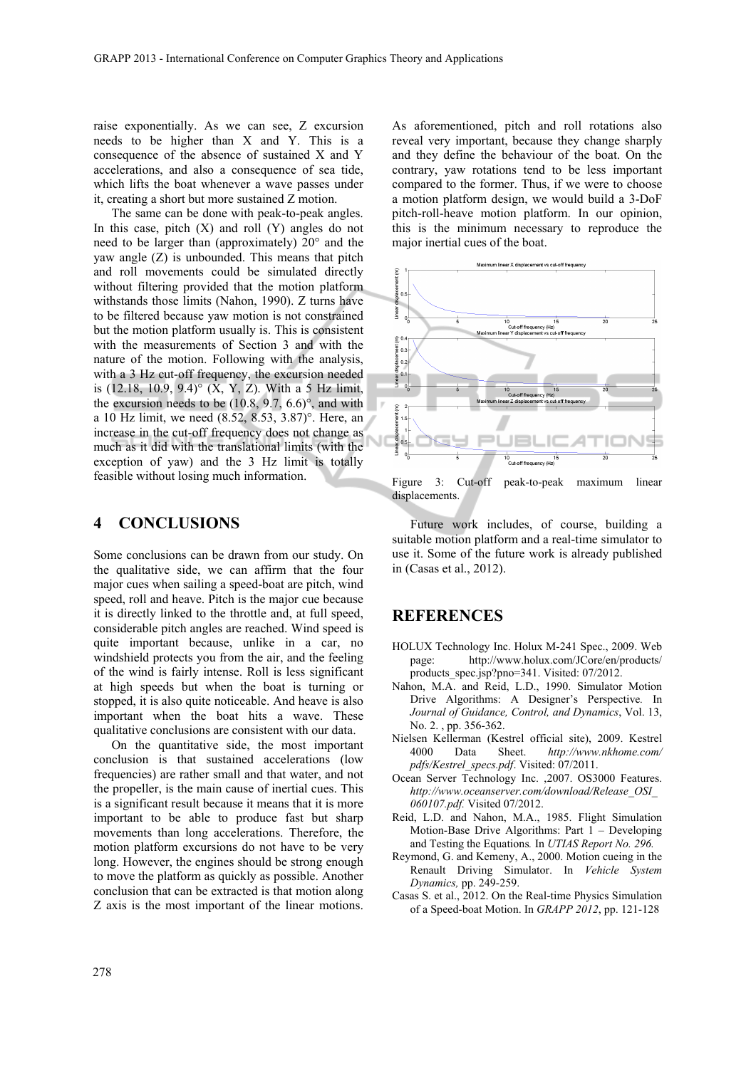raise exponentially. As we can see, Z excursion needs to be higher than X and Y. This is a consequence of the absence of sustained X and Y accelerations, and also a consequence of sea tide, which lifts the boat whenever a wave passes under it, creating a short but more sustained Z motion.

The same can be done with peak-to-peak angles. In this case, pitch (X) and roll (Y) angles do not need to be larger than (approximately) 20° and the yaw angle (Z) is unbounded. This means that pitch and roll movements could be simulated directly without filtering provided that the motion platform withstands those limits (Nahon, 1990). Z turns have to be filtered because yaw motion is not constrained but the motion platform usually is. This is consistent with the measurements of Section 3 and with the nature of the motion. Following with the analysis, with a 3 Hz cut-off frequency, the excursion needed is (12.18, 10.9, 9.4)° (X, Y, Z). With a 5 Hz limit, the excursion needs to be (10.8, 9.7, 6.6)°, and with a 10 Hz limit, we need (8.52, 8.53, 3.87)°. Here, an increase in the cut-off frequency does not change as much as it did with the translational limits (with the exception of yaw) and the 3 Hz limit is totally feasible without losing much information.

## 4 CONCLUSIONS

Some conclusions can be drawn from our study. On the qualitative side, we can affirm that the four major cues when sailing a speed-boat are pitch, wind speed, roll and heave. Pitch is the major cue because it is directly linked to the throttle and, at full speed, considerable pitch angles are reached. Wind speed is quite important because, unlike in a car, no windshield protects you from the air, and the feeling of the wind is fairly intense. Roll is less significant at high speeds but when the boat is turning or stopped, it is also quite noticeable. And heave is also important when the boat hits a wave. These qualitative conclusions are consistent with our data.

On the quantitative side, the most important conclusion is that sustained accelerations (low frequencies) are rather small and that water, and not the propeller, is the main cause of inertial cues. This is a significant result because it means that it is more important to be able to produce fast but sharp movements than long accelerations. Therefore, the motion platform excursions do not have to be very long. However, the engines should be strong enough to move the platform as quickly as possible. Another conclusion that can be extracted is that motion along Z axis is the most important of the linear motions. As aforementioned, pitch and roll rotations also reveal very important, because they change sharply and they define the behaviour of the boat. On the contrary, yaw rotations tend to be less important compared to the former. Thus, if we were to choose a motion platform design, we would build a 3-DoF pitch-roll-heave motion platform. In our opinion, this is the minimum necessary to reproduce the major inertial cues of the boat.

Maximum linear X displacement vs cut-off frequency
Linear displacement (m)
Cut-off frequency (Hz)
Maximum linear Y displacement vs cut-off frequency
Linear displacement (m)
Cut-off frequency (Hz)
Maximum linear Z displacement vs cut-off frequency
Linear displacement (m)
Cut-off frequency (Hz)

Figure 3: Cut-off peak-to-peak maximum linear displacements.

Future work includes, of course, building a suitable motion platform and a real-time simulator to use it. Some of the future work is already published in (Casas et al., 2012).

## REFERENCES

HOLUX Technology Inc. Holux M-241 Spec., 2009. Web page: http://www.holux.com/JCore/en/products/products_spec.jsp?pno=341. Visited: 07/2012.

Nahon, M.A. and Reid, L.D., 1990. Simulator Motion Drive Algorithms: A Designer's Perspective. In *Journal of Guidance, Control, and Dynamics*, Vol. 13, No. 2. , pp. 356-362.

Nielsen Kellerman (Kestrel official site), 2009. Kestrel 4000 Data Sheet. *http://www.nkhome.com/pdfs/Kestrel_specs.pdf*. Visited: 07/2011.

Ocean Server Technology Inc. ,2007. OS3000 Features. *http://www.oceanserver.com/download/Release_OSI_060107.pdf.* Visited 07/2012.

Reid, L.D. and Nahon, M.A., 1985. Flight Simulation Motion-Base Drive Algorithms: Part 1 – Developing and Testing the Equations. In *UTIAS Report No. 296.*

Reymond, G. and Kemeny, A., 2000. Motion cueing in the Renault Driving Simulator. In *Vehicle System Dynamics,* pp. 249-259.

Casas S. et al., 2012. On the Real-time Physics Simulation of a Speed-boat Motion. In *GRAPP 2012*, pp. 121-128